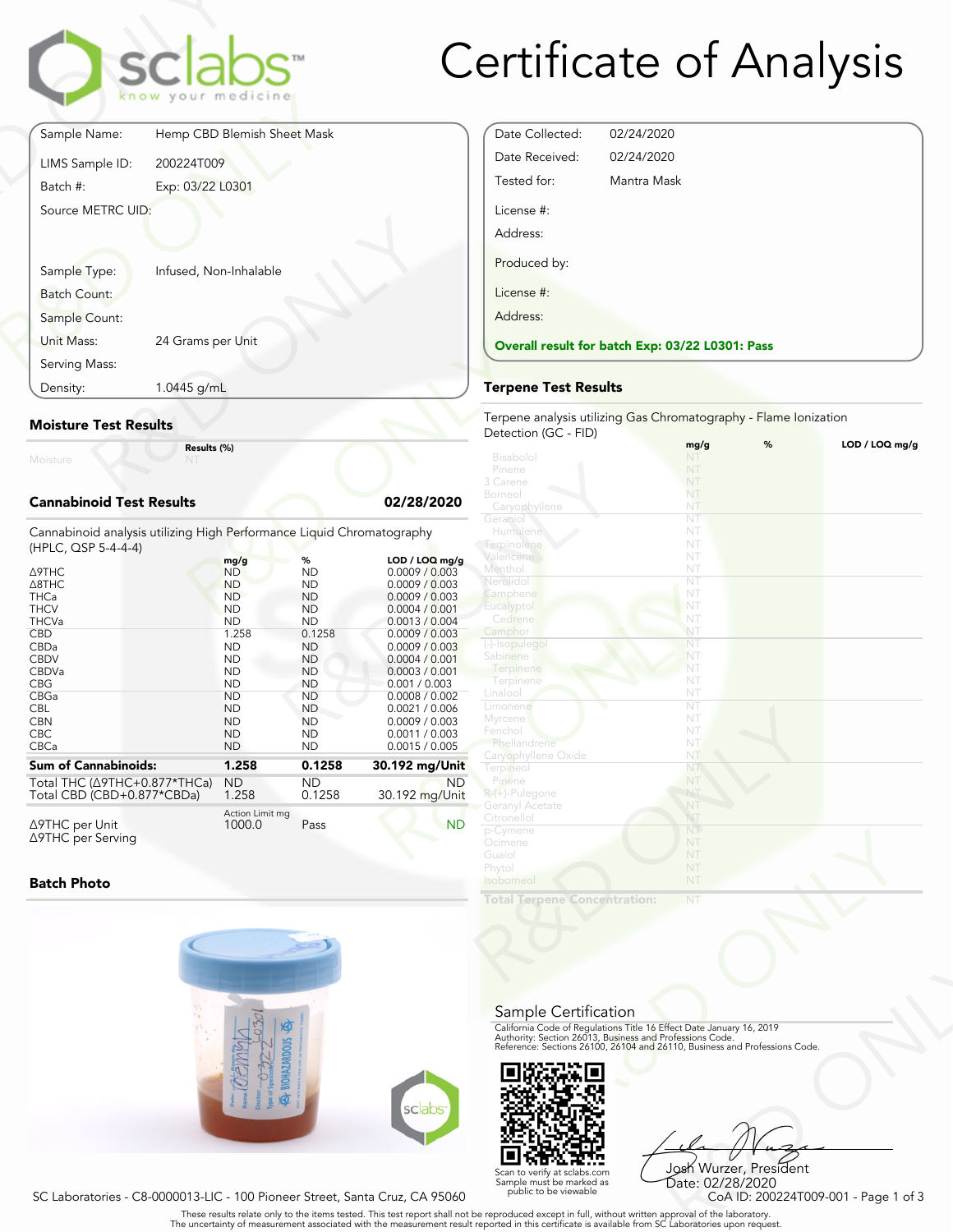# Certificate of Analysis

| | |
|---|---|
| Sample Name: | Hemp CBD Blemish Sheet Mask |
| LIMS Sample ID: | 200224T009 |
| Batch #: | Exp: 03/22 L0301 |
| Source METRC UID: | |
| Sample Type: | Infused, Non-Inhalable |
| Batch Count: | |
| Sample Count: | |
| Unit Mass: | 24 Grams per Unit |
| Serving Mass: | |
| Density: | 1.0445 g/mL |

| | |
|---|---|
| Date Collected: | 02/24/2020 |
| Date Received: | 02/24/2020 |
| Tested for: | Mantra Mask |
| License #: | |
| Address: | |
| Produced by: | |
| License #: | |
| Address: | |

**Overall result for batch Exp: 03/22 L0301: Pass**

## Moisture Test Results

| | Results (%) |
|---|---|
| Moisture | NT |

## Cannabinoid Test Results — 02/28/2020

Cannabinoid analysis utilizing High Performance Liquid Chromatography (HPLC, QSP 5-4-4-4)

| | mg/g | % | LOD / LOQ mg/g |
|---|---|---|---|
| Δ9THC | ND | ND | 0.0009 / 0.003 |
| Δ8THC | ND | ND | 0.0009 / 0.003 |
| THCa | ND | ND | 0.0009 / 0.003 |
| THCV | ND | ND | 0.0004 / 0.001 |
| THCVa | ND | ND | 0.0013 / 0.004 |
| CBD | 1.258 | 0.1258 | 0.0009 / 0.003 |
| CBDa | ND | ND | 0.0009 / 0.003 |
| CBDV | ND | ND | 0.0004 / 0.001 |
| CBDVa | ND | ND | 0.0003 / 0.001 |
| CBG | ND | ND | 0.001 / 0.003 |
| CBGa | ND | ND | 0.0008 / 0.002 |
| CBL | ND | ND | 0.0021 / 0.006 |
| CBN | ND | ND | 0.0009 / 0.003 |
| CBC | ND | ND | 0.0011 / 0.003 |
| CBCa | ND | ND | 0.0015 / 0.005 |
| **Sum of Cannabinoids:** | **1.258** | **0.1258** | **30.192 mg/Unit** |
| Total THC (Δ9THC+0.877*THCa) | ND | ND | ND |
| Total CBD (CBD+0.877*CBDa) | 1.258 | 0.1258 | 30.192 mg/Unit |

| | Action Limit mg | | |
|---|---|---|---|
| Δ9THC per Unit | 1000.0 | Pass | ND |
| Δ9THC per Serving | | | |

## Batch Photo

## Terpene Test Results

Terpene analysis utilizing Gas Chromatography - Flame Ionization Detection (GC - FID)

| | mg/g | % | LOD / LOQ mg/g |
|---|---|---|---|
| Bisabolol | NT | | |
| Pinene | NT | | |
| 3 Carene | NT | | |
| Borneol | NT | | |
| Caryophyllene | NT | | |
| Geraniol | NT | | |
| Humulene | NT | | |
| Terpinolene | NT | | |
| Valencene | NT | | |
| Menthol | NT | | |
| Nerolidol | NT | | |
| Camphene | NT | | |
| Eucalyptol | NT | | |
| Cedrene | NT | | |
| Camphor | NT | | |
| (-)-Isopulegol | NT | | |
| Sabinene | NT | | |
| Terpinene | NT | | |
| Terpinene | NT | | |
| Linalool | NT | | |
| Limonene | NT | | |
| Myrcene | NT | | |
| Fenchol | NT | | |
| Phellandrene | NT | | |
| Caryophyllene Oxide | NT | | |
| Terpineol | NT | | |
| Pinene | NT | | |
| R-(+)-Pulegone | NT | | |
| Geranyl Acetate | NT | | |
| Citronellol | NT | | |
| p-Cymene | NT | | |
| Ocimene | NT | | |
| Guaiol | NT | | |
| Phytol | NT | | |
| Isoborneol | NT | | |
| **Total Terpene Concentration:** | NT | | |

## Sample Certification

California Code of Regulations Title 16 Effect Date January 16, 2019
Authority: Section 26013, Business and Professions Code.
Reference: Sections 26100, 26104 and 26110, Business and Professions Code.

Scan to verify at sclabs.com
Sample must be marked as public to be viewable

Josh Wurzer, President
Date: 02/28/2020

SC Laboratories - C8-0000013-LIC - 100 Pioneer Street, Santa Cruz, CA 95060

CoA ID: 200224T009-001

These results relate only to the items tested. This test report shall not be reproduced except in full, without written approval of the laboratory.
The uncertainty of measurement associated with the measurement result reported in this certificate is available from SC Laboratories upon request.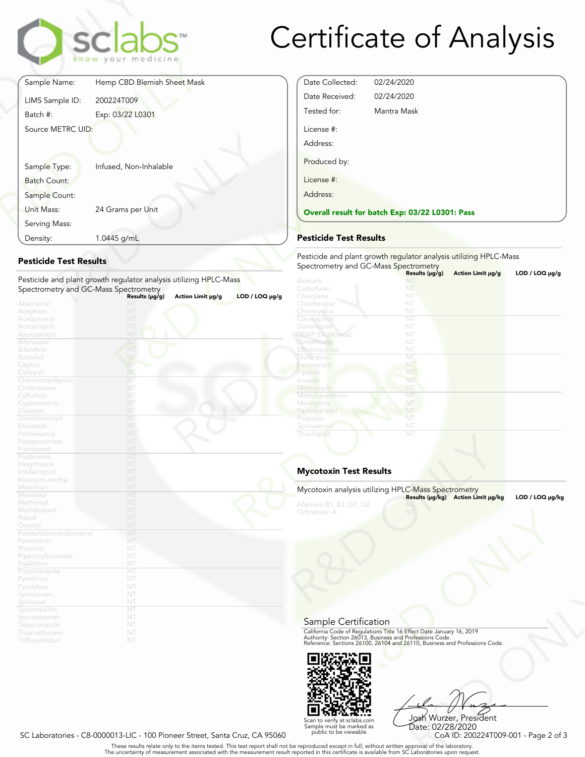# Certificate of Analysis

| | |
|---|---|
| Sample Name: | Hemp CBD Blemish Sheet Mask |
| LIMS Sample ID: | 200224T009 |
| Batch #: | Exp: 03/22 L0301 |
| Source METRC UID: | |
| Sample Type: | Infused, Non-Inhalable |
| Batch Count: | |
| Sample Count: | |
| Unit Mass: | 24 Grams per Unit |
| Serving Mass: | |
| Density: | 1.0445 g/mL |

| | |
|---|---|
| Date Collected: | 02/24/2020 |
| Date Received: | 02/24/2020 |
| Tested for: | Mantra Mask |
| License #: | |
| Address: | |
| Produced by: | |
| License #: | |
| Address: | |

**Overall result for batch Exp: 03/22 L0301: Pass**

## Pesticide Test Results

Pesticide and plant growth regulator analysis utilizing HPLC-Mass Spectrometry and GC-Mass Spectrometry

| | Results (µg/g) | Action Limit µg/g | LOD / LOQ µg/g |
|---|---|---|---|
| Abamectin | NT | | |
| Acephate | NT | | |
| Acequinocyl | NT | | |
| Acetamiprid | NT | | |
| Azoxystrobin | NT | | |
| Bifenazate | NT | | |
| Bifenthrin | NT | | |
| Boscalid | NT | | |
| Captan | NT | | |
| Carbaryl | NT | | |
| Chlorantraniliprole | NT | | |
| Clofentezine | NT | | |
| Cyfluthrin | NT | | |
| Cypermethrin | NT | | |
| Diazinon | NT | | |
| Dimethomorph | NT | | |
| Etoxazole | NT | | |
| Fenhexamid | NT | | |
| Fenpyroximate | NT | | |
| Flonicamid | NT | | |
| Fludioxonil | NT | | |
| Hexythiazox | NT | | |
| Imidacloprid | NT | | |
| Kresoxim-methyl | NT | | |
| Malathion | NT | | |
| Metalaxyl | NT | | |
| Methomyl | NT | | |
| Myclobutanil | NT | | |
| Naled | NT | | |
| Oxamyl | NT | | |
| Pentachloronitrobenzene | NT | | |
| Permethrin | NT | | |
| Phosmet | NT | | |
| Piperonylbutoxide | NT | | |
| Prallethrin | NT | | |
| Propiconazole | NT | | |
| Pyrethrins | NT | | |
| Pyridaben | NT | | |
| Spinetoram | NT | | |
| Spinosad | NT | | |
| Spiromesifen | NT | | |
| Spirotetramat | NT | | |
| Tebuconazole | NT | | |
| Thiamethoxam | NT | | |
| Trifloxystrobin | NT | | |

## Pesticide Test Results

Pesticide and plant growth regulator analysis utilizing HPLC-Mass Spectrometry and GC-Mass Spectrometry

| | Results (µg/g) | Action Limit µg/g | LOD / LOQ µg/g |
|---|---|---|---|
| Aldicarb | NT | | |
| Carbofuran | NT | | |
| Chlordane | NT | | |
| Chlorfenapyr | NT | | |
| Chlorpyrifos | NT | | |
| Coumaphos | NT | | |
| Daminozide | NT | | |
| DDVP (Dichlorvos) | NT | | |
| Dimethoate | NT | | |
| Ethoprop(hos) | NT | | |
| Etofenprox | NT | | |
| Fenoxycarb | NT | | |
| Fipronil | NT | | |
| Imazalil | NT | | |
| Methiocarb | NT | | |
| Methyl parathion | NT | | |
| Mevinphos | NT | | |
| Paclobutrazol | NT | | |
| Propoxur | NT | | |
| Spiroxamine | NT | | |
| Thiacloprid | NT | | |

## Mycotoxin Test Results

Mycotoxin analysis utilizing HPLC-Mass Spectrometry

| | Results (µg/kg) | Action Limit µg/kg | LOD / LOQ µg/kg |
|---|---|---|---|
| Aflatoxin B1, B2, G1, G2 | NT | | |
| Ochratoxin A | NT | | |

## Sample Certification

California Code of Regulations Title 16 Effect Date January 16, 2019
Authority: Section 26013, Business and Professions Code.
Reference: Sections 26100, 26104 and 26110, Business and Professions Code.

Scan to verify at sclabs.com
Sample must be marked as public to be viewable

Josh Wurzer, President
Date: 02/28/2020

SC Laboratories - C8-0000013-LIC - 100 Pioneer Street, Santa Cruz, CA 95060

CoA ID: 200224T009-001

These results relate only to the items tested. This test report shall not be reproduced except in full, without written approval of the laboratory.
The uncertainty of measurement associated with the measurement result reported in this certificate is available from SC Laboratories upon request.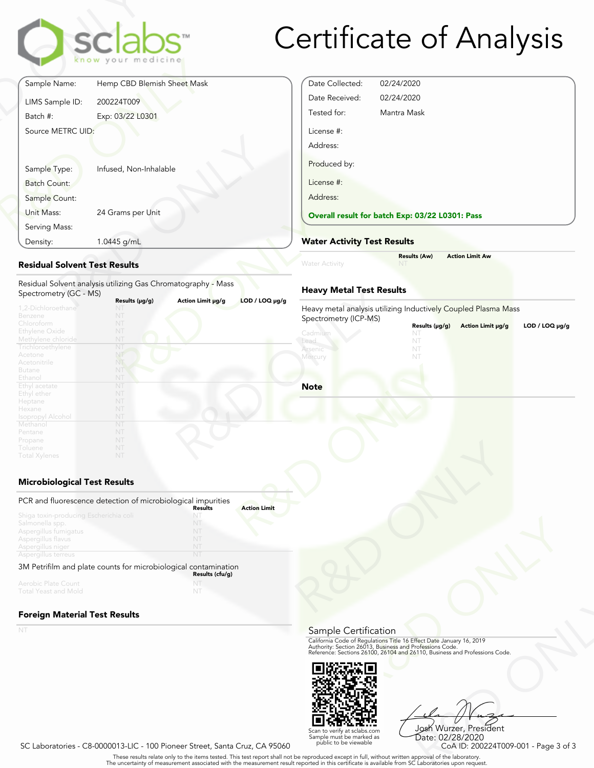# Certificate of Analysis

sclabs™ know your medicine

| | |
|---|---|
| Sample Name: | Hemp CBD Blemish Sheet Mask |
| LIMS Sample ID: | 200224T009 |
| Batch #: | Exp: 03/22 L0301 |
| Source METRC UID: | |
| Sample Type: | Infused, Non-Inhalable |
| Batch Count: | |
| Sample Count: | |
| Unit Mass: | 24 Grams per Unit |
| Serving Mass: | |
| Density: | 1.0445 g/mL |

| | |
|---|---|
| Date Collected: | 02/24/2020 |
| Date Received: | 02/24/2020 |
| Tested for: | Mantra Mask |
| License #: | |
| Address: | |
| Produced by: | |
| License #: | |
| Address: | |

**Overall result for batch Exp: 03/22 L0301: Pass**

## Residual Solvent Test Results

Residual Solvent analysis utilizing Gas Chromatography - Mass Spectrometry (GC - MS)

| | Results (µg/g) | Action Limit µg/g | LOD / LOQ µg/g |
|---|---|---|---|
| 1,2-Dichloroethane | NT | | |
| Benzene | NT | | |
| Chloroform | NT | | |
| Ethylene Oxide | NT | | |
| Methylene chloride | NT | | |
| Trichloroethylene | NT | | |
| Acetone | NT | | |
| Acetonitrile | NT | | |
| Butane | NT | | |
| Ethanol | NT | | |
| Ethyl acetate | NT | | |
| Ethyl ether | NT | | |
| Heptane | NT | | |
| Hexane | NT | | |
| Isopropyl Alcohol | NT | | |
| Methanol | NT | | |
| Pentane | NT | | |
| Propane | NT | | |
| Toluene | NT | | |
| Total Xylenes | NT | | |

## Water Activity Test Results

| | Results (Aw) | Action Limit Aw |
|---|---|---|
| Water Activity | NT | |

## Heavy Metal Test Results

Heavy metal analysis utilizing Inductively Coupled Plasma Mass Spectrometry (ICP-MS)

| | Results (µg/g) | Action Limit µg/g | LOD / LOQ µg/g |
|---|---|---|---|
| Cadmium | NT | | |
| Lead | NT | | |
| Arsenic | NT | | |
| Mercury | NT | | |

## Note

## Microbiological Test Results

PCR and fluorescence detection of microbiological impurities

| | Results | Action Limit |
|---|---|---|
| Shiga toxin-producing Escherichia coli | NT | |
| Salmonella spp. | NT | |
| Aspergillus fumigatus | NT | |
| Aspergillus flavus | NT | |
| Aspergillus niger | NT | |
| Aspergillus terreus | NT | |

3M Petrifilm and plate counts for microbiological contamination

| | Results (cfu/g) |
|---|---|
| Aerobic Plate Count | NT |
| Total Yeast and Mold | NT |

## Foreign Material Test Results

NT

## Sample Certification

California Code of Regulations Title 16 Effect Date January 16, 2019
Authority: Section 26013, Business and Professions Code.
Reference: Sections 26100, 26104 and 26110, Business and Professions Code.

Scan to verify at sclabs.com
Sample must be marked as public to be viewable

Josh Wurzer, President
Date: 02/28/2020

SC Laboratories - C8-0000013-LIC - 100 Pioneer Street, Santa Cruz, CA 95060

CoA ID: 200224T009-001

These results relate only to the items tested. This test report shall not be reproduced except in full, without written approval of the laboratory.
The uncertainty of measurement associated with the measurement result reported in this certificate is available from SC Laboratories upon request.